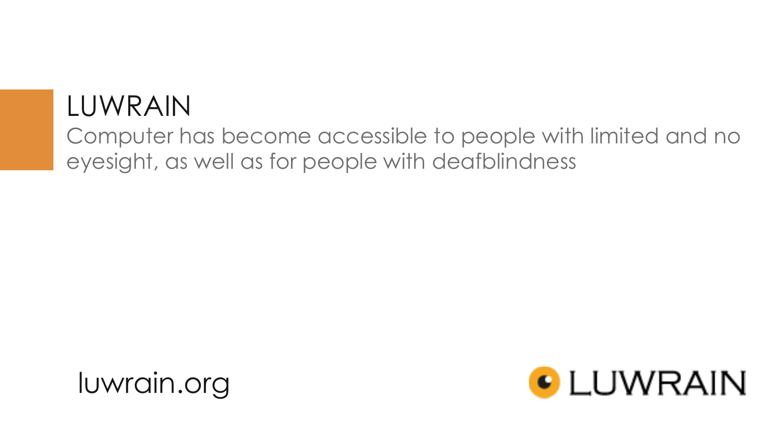# LUWRAIN

Computer has become accessible to people with limited and no eyesight, as well as for people with deafblindness

luwrain.org

LUWRAIN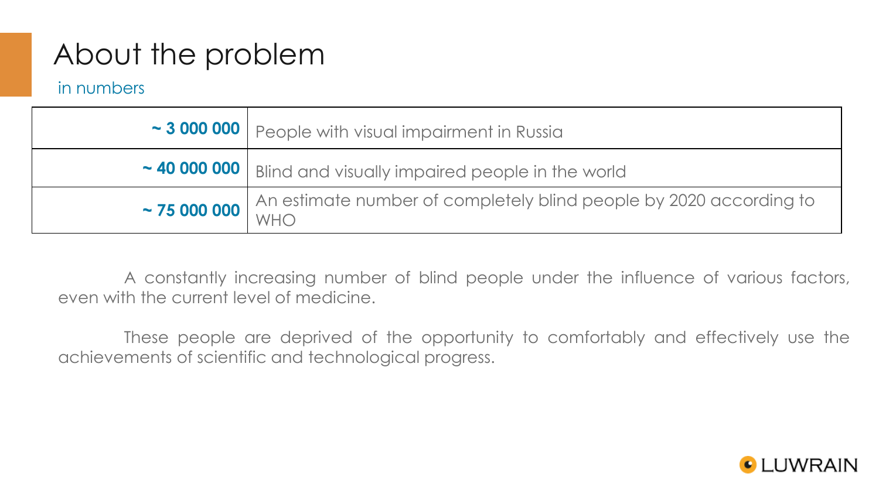# About the problem

in numbers

| | |
|---|---|
| **~ 3 000 000** | People with visual impairment in Russia |
| **~ 40 000 000** | Blind and visually impaired people in the world |
| **~ 75 000 000** | An estimate number of completely blind people by 2020 according to WHO |

A constantly increasing number of blind people under the influence of various factors, even with the current level of medicine.

These people are deprived of the opportunity to comfortably and effectively use the achievements of scientific and technological progress.

LUWRAIN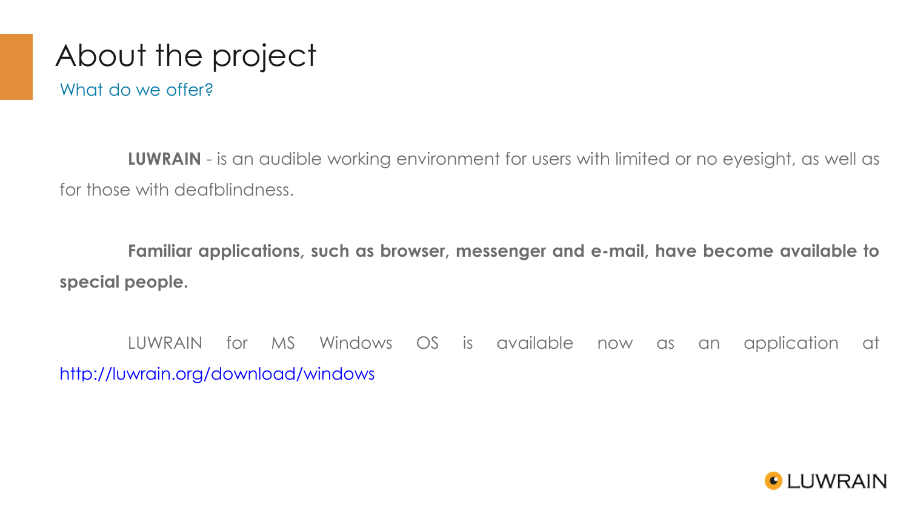# About the project

## What do we offer?

**LUWRAIN** - is an audible working environment for users with limited or no eyesight, as well as for those with deafblindness.

**Familiar applications, such as browser, messenger and e-mail, have become available to special people.**

LUWRAIN for MS Windows OS is available now as an application at http://luwrain.org/download/windows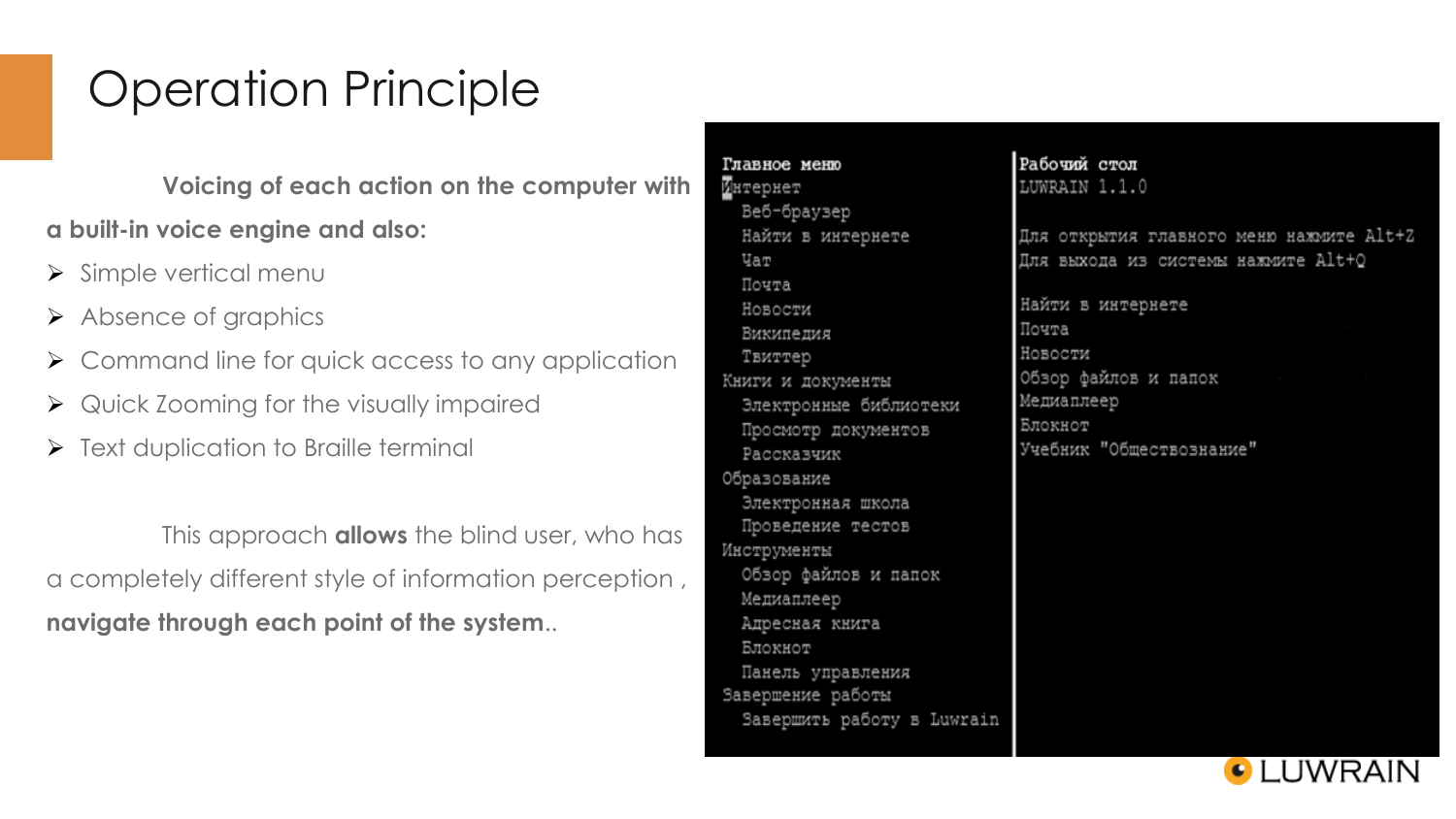# Operation Principle

**Voicing of each action on the computer with a built-in voice engine and also:**

- Simple vertical menu
- Absence of graphics
- Command line for quick access to any application
- Quick Zooming for the visually impaired
- Text duplication to Braille terminal

This approach **allows** the blind user, who has a completely different style of information perception , **navigate through each point of the system**..

```
Главное меню                      Рабочий стол
Интернет                          LUWRAIN 1.1.0
  Веб-браузер
  Найти в интернете               Для открытия главного меню нажмите Alt+Z
  Чат                             Для выхода из системы нажмите Alt+Q
  Почта
  Новости                         Найти в интернете
  Википедия                       Почта
  Твиттер                         Новости
Книги и документы                 Обзор файлов и папок
  Электронные библиотеки          Медиаплеер
  Просмотр документов             Блокнот
  Рассказчик                      Учебник "Обществознание"
Образование
  Электронная школа
  Проведение тестов
Инструменты
  Обзор файлов и папок
  Медиаплеер
  Адресная книга
  Блокнот
  Панель управления
Завершение работы
  Завершить работу в Luwrain
```

LUWRAIN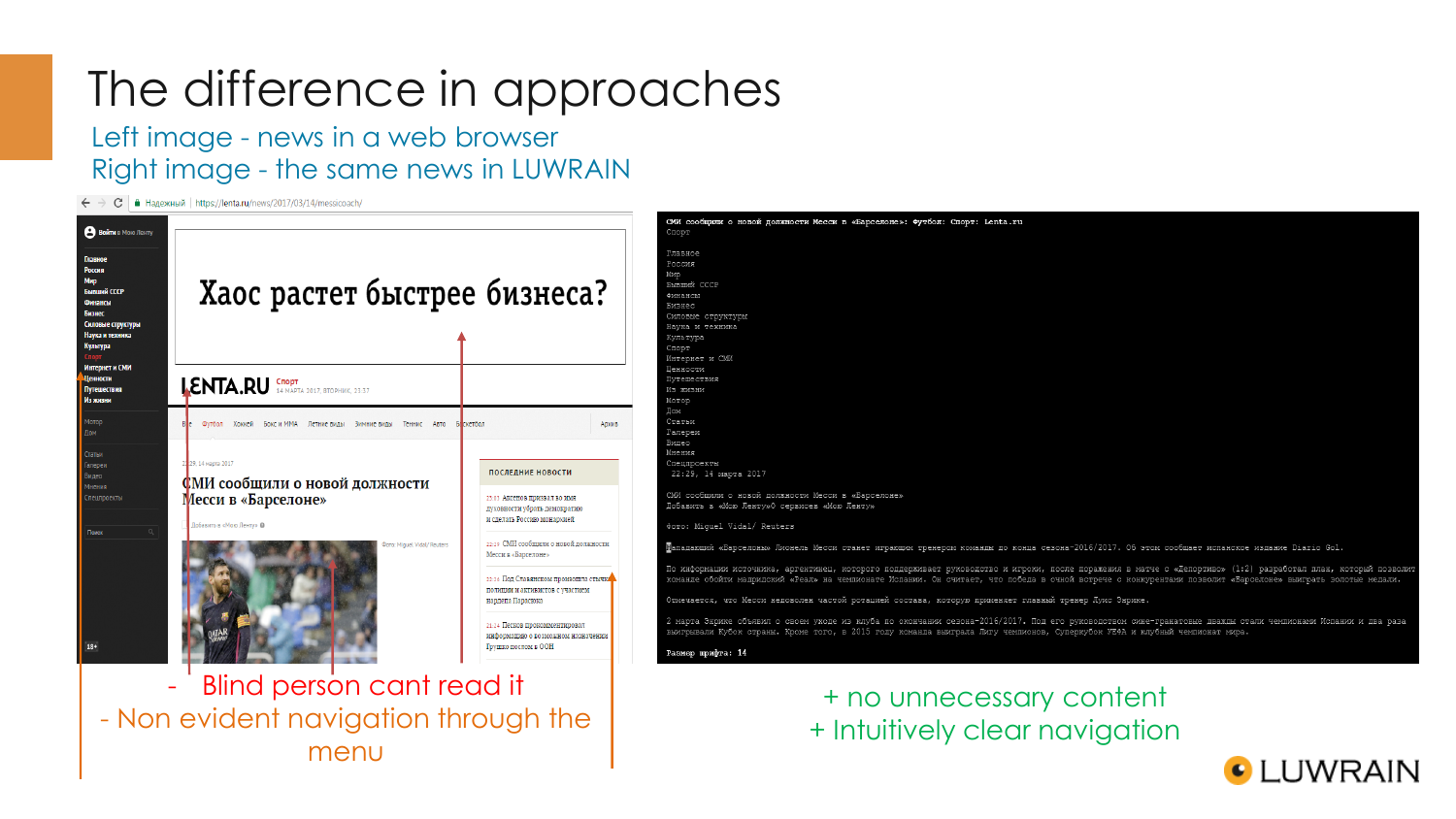# The difference in approaches

Left image - news in a web browser

Right image - the same news in LUWRAIN

- Blind person cant read it
- Non evident navigation through the menu

+ no unnecessary content
+ Intuitively clear navigation

LUWRAIN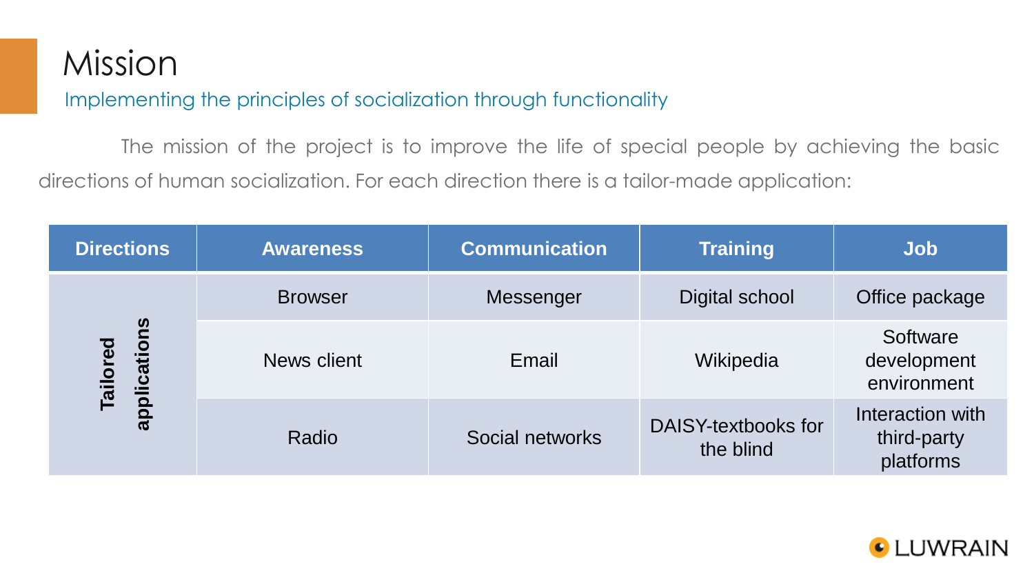# Mission

## Implementing the principles of socialization through functionality

The mission of the project is to improve the life of special people by achieving the basic directions of human socialization. For each direction there is a tailor-made application:

| Directions | Awareness | Communication | Training | Job |
|---|---|---|---|---|
| **Tailored applications** | Browser | Messenger | Digital school | Office package |
| | News client | Email | Wikipedia | Software development environment |
| | Radio | Social networks | DAISY-textbooks for the blind | Interaction with third-party platforms |

LUWRAIN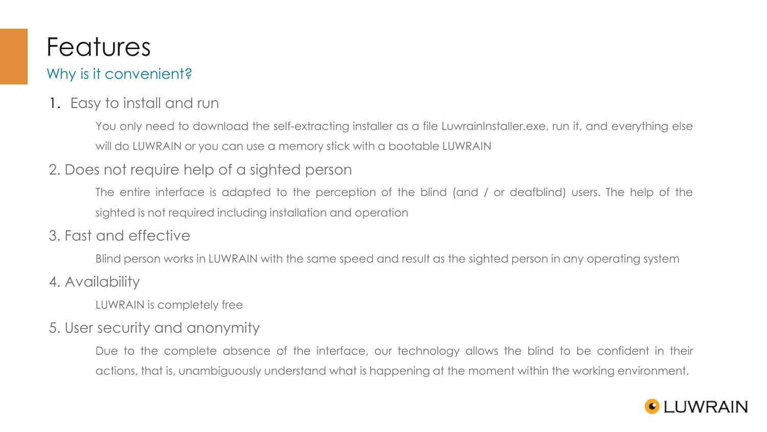# Features

## Why is it convenient?

1. Easy to install and run

   You only need to download the self-extracting installer as a file LuwrainInstaller.exe, run it, and everything else will do LUWRAIN or you can use a memory stick with a bootable LUWRAIN

2. Does not require help of a sighted person

   The entire interface is adapted to the perception of the blind (and / or deafblind) users. The help of the sighted is not required including installation and operation

3. Fast and effective

   Blind person works in LUWRAIN with the same speed and result as the sighted person in any operating system

4. Availability

   LUWRAIN is completely free

5. User security and anonymity

   Due to the complete absence of the interface, our technology allows the blind to be confident in their actions, that is, unambiguously understand what is happening at the moment within the working environment.

LUWRAIN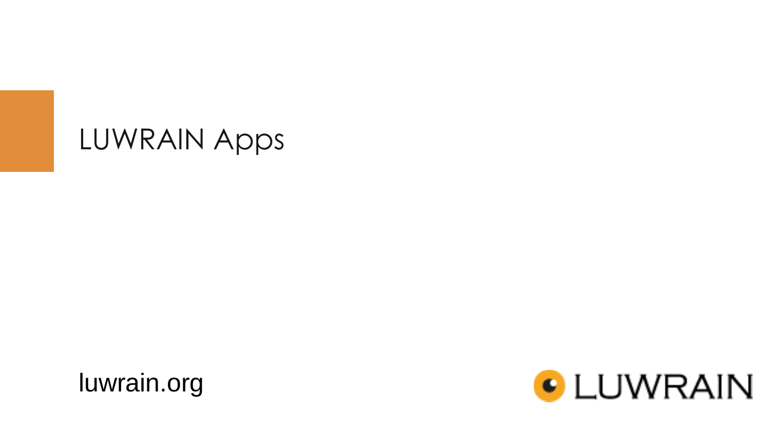# LUWRAIN Apps

luwrain.org

LUWRAIN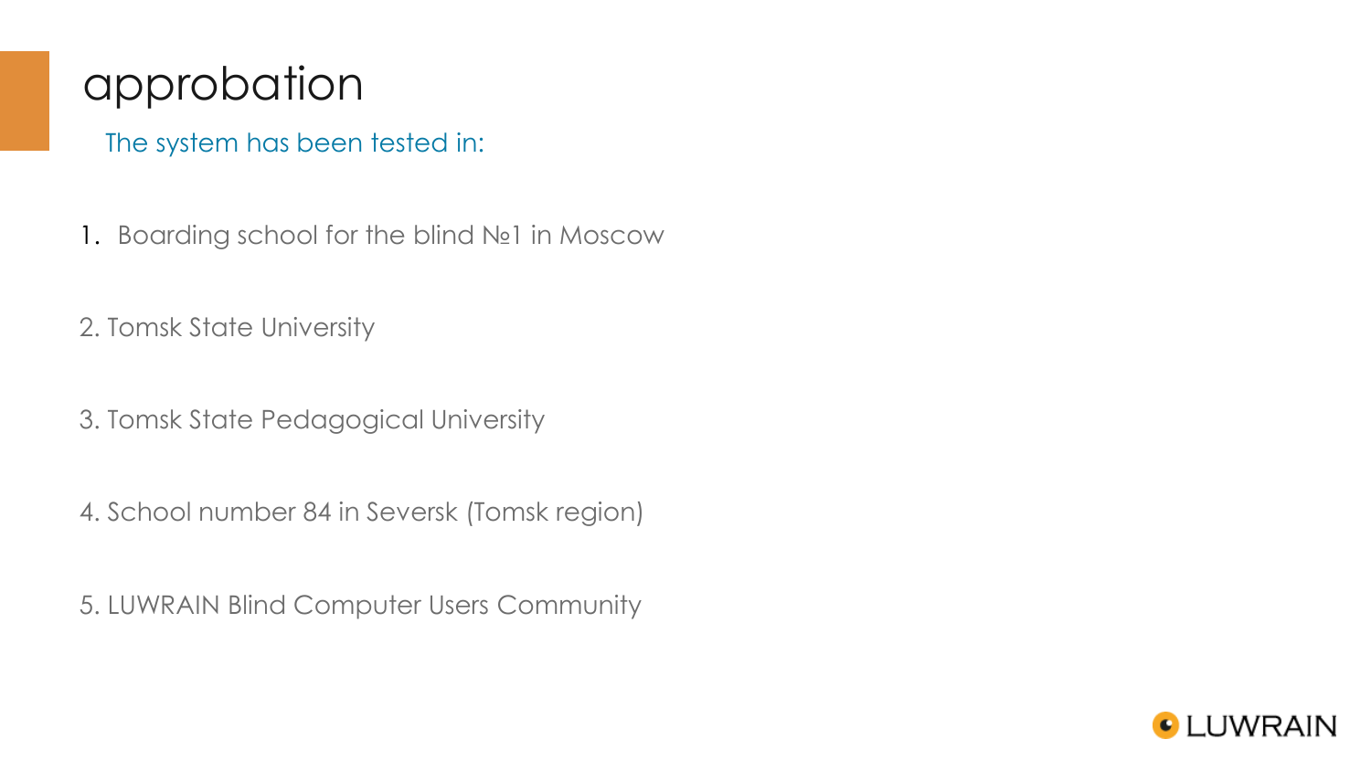# approbation

The system has been tested in:

1. Boarding school for the blind №1 in Moscow
2. Tomsk State University
3. Tomsk State Pedagogical University
4. School number 84 in Seversk (Tomsk region)
5. LUWRAIN Blind Computer Users Community

LUWRAIN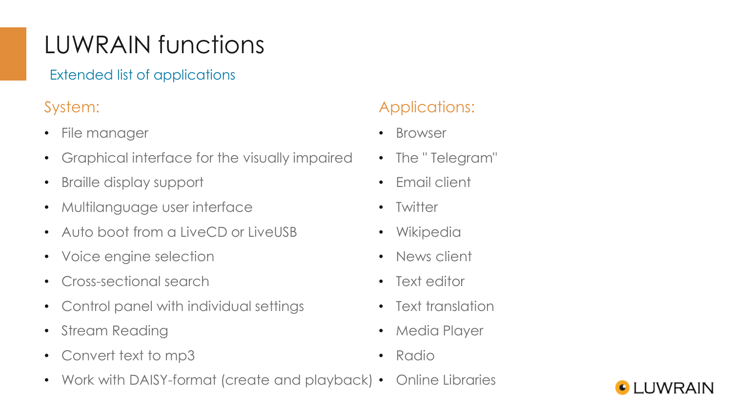# LUWRAIN functions

Extended list of applications

## System:

- File manager
- Graphical interface for the visually impaired
- Braille display support
- Multilanguage user interface
- Auto boot from a LiveCD or LiveUSB
- Voice engine selection
- Cross-sectional search
- Control panel with individual settings
- Stream Reading
- Convert text to mp3
- Work with DAISY-format (create and playback)

## Applications:

- Browser
- The " Telegram"
- Email client
- Twitter
- Wikipedia
- News client
- Text editor
- Text translation
- Media Player
- Radio
- Online Libraries

LUWRAIN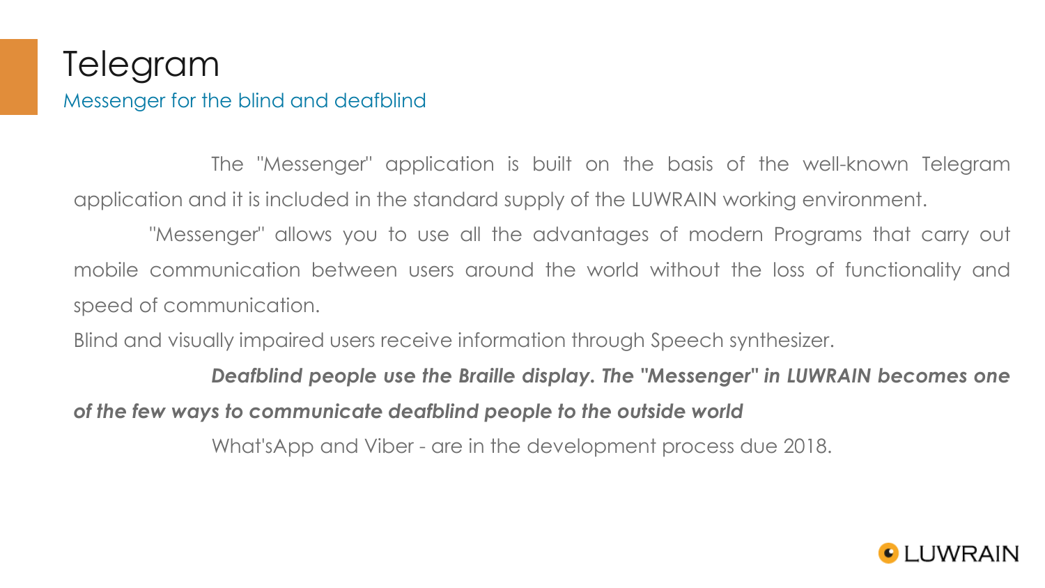# Telegram

Messenger for the blind and deafblind

The "Messenger" application is built on the basis of the well-known Telegram application and it is included in the standard supply of the LUWRAIN working environment.

"Messenger" allows you to use all the advantages of modern Programs that carry out mobile communication between users around the world without the loss of functionality and speed of communication.

Blind and visually impaired users receive information through Speech synthesizer.

***Deafblind people use the Braille display. The "Messenger" in LUWRAIN becomes one of the few ways to communicate deafblind people to the outside world***

What'sApp and Viber - are in the development process due 2018.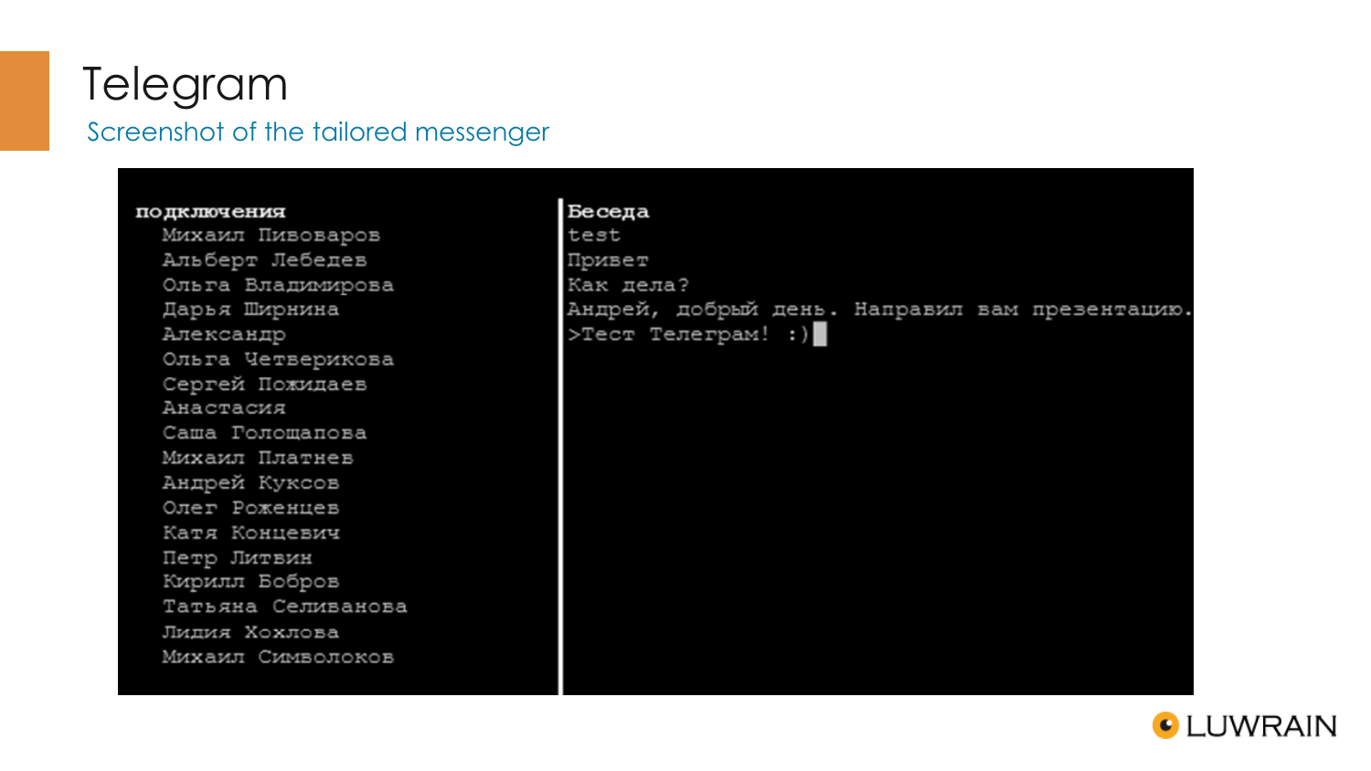# Telegram

Screenshot of the tailored messenger

```
подключения                                   Беседа
   Михаил Пивоваров                           test
   Альберт Лебедев                            Привет
   Ольга Владимирова                          Как дела?
   Дарья Ширнина                              Андрей, добрый день. Направил вам презентацию.
   Александр                                  >Тест Телеграм! :)
   Ольга Четверикова
   Сергей Пожидаев
   Анастасия
   Саша Голощапова
   Михаил Платнев
   Андрей Куксов
   Олег Роженцев
   Катя Концевич
   Петр Литвин
   Кирилл Бобров
   Татьяна Селиванова
   Лидия Хохлова
   Михаил Символоков
```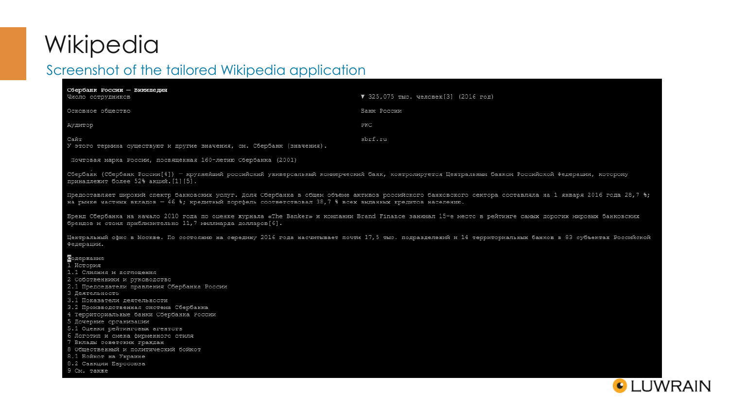# Wikipedia

## Screenshot of the tailored Wikipedia application

**Сбербанк России — Википедия**

| | |
|---|---|
| Число сотрудников | ▼ 325,075 тыс. человек[3] (2016 год) |
| Основное общество | Банк России |
| Аудитор | PWC |
| Сайт | sbrf.ru |

У этого термина существуют и другие значения, см. Сбербанк (значения).

Почтовая марка России, посвящённая 160-летию Сбербанка (2001)

Сбербанк (Сбербанк России[4]) — крупнейший российский универсальный коммерческий банк, контролируется Центральным банком Российской Федерации, которому принадлежит более 52% акций.[1][5].

Предоставляет широкий спектр банковских услуг. Доля Сбербанка в общем объёме активов российского банковского сектора составляла на 1 января 2016 года 28,7 %; на рынке частных вкладов — 46 %; кредитный портфель соответствовал 38,7 % всех выданных кредитов населению.

Бренд Сбербанка на начало 2010 года по оценке журнала «The Banker» и компании Brand Finance занимал 15-е место в рейтинге самых дорогих мировых банковских брендов и стоил приблизительно 11,7 миллиарда долларов[6].

Центральный офис в Москве. По состоянию на середину 2016 года насчитывает почти 17,5 тыс. подразделений и 14 территориальных банков в 83 субъектах Российской Федерации.

Содержание
1 История
1.1 Слияния и поглощения
2 Собственники и руководство
2.1 Председатели правления Сбербанка России
3 Деятельность
3.1 Показатели деятельности
3.2 Производственная система Сбербанка
4 Территориальные банки Сбербанка России
5 Дочерние организации
5.1 Оценки рейтинговых агентств
6 Логотип и смена фирменного стиля
7 Вклады советских граждан
8 Общественный и политический бойкот
8.1 Бойкот на Украине
8.2 Санкции Евросоюза
9 См. также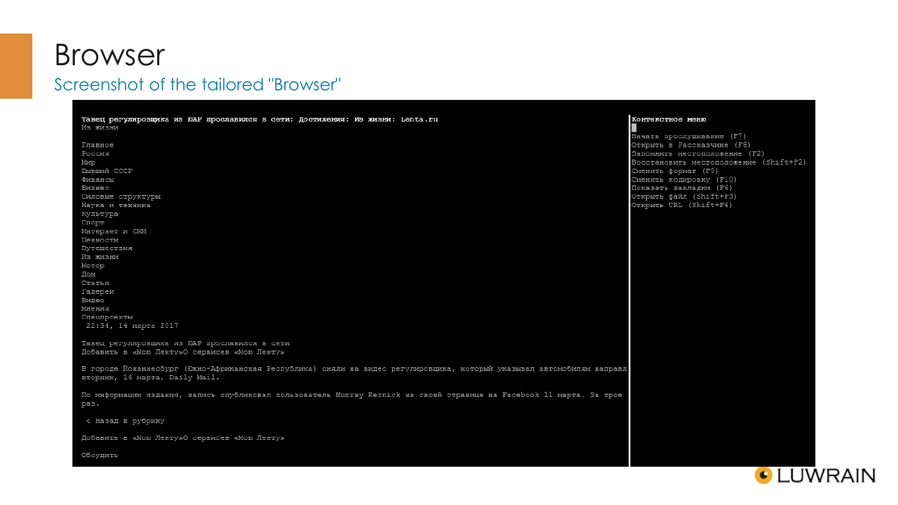# Browser

## Screenshot of the tailored "Browser"

```
Танец регулировщика из ЮАР прославился в сети: Достижения: Из жизни: Lenta.ru
Из жизни

Главное
Россия
Мир
Бывший СССР
Финансы
Бизнес
Силовые структуры
Наука и техника
Культура
Спорт
Интернет и СМИ
Ценности
Путешествия
Из жизни
Мотор
Дом
Статьи
Галереи
Видео
Мнения
Спецпроекты
 22:34, 14 марта 2017

Танец регулировщика из ЮАР прославился в сети
Добавить в «Мою Ленту»О сервисах «Мою Ленту»

В городе Йоханнесбург (Южно-Африканская Республика) сняли на видео регулировщика, который указывал автомобилям направл
вторник, 14 марта, Daily Mail.

По информации издания, запись опубликовал пользователь Murray Kernick на своей странице на Facebook 11 марта. За трое
раз.

 < Назад в рубрику

Добавить в «Мою Ленту»О сервисах «Мою Ленту»

Обсудить
```

```
Контекстное меню

Начать прослушивание (F7)
Открыть в Рассказчике (F8)
Запомнить местоположение (F2)
Восстановить местоположение (Shift+F2)
Сменить формат (F9)
Сменить кодировку (F10)
Показать закладки (F6)
Открыть файл (Shift+F3)
Открыть URL (Shift+F4)
```

LUWRAIN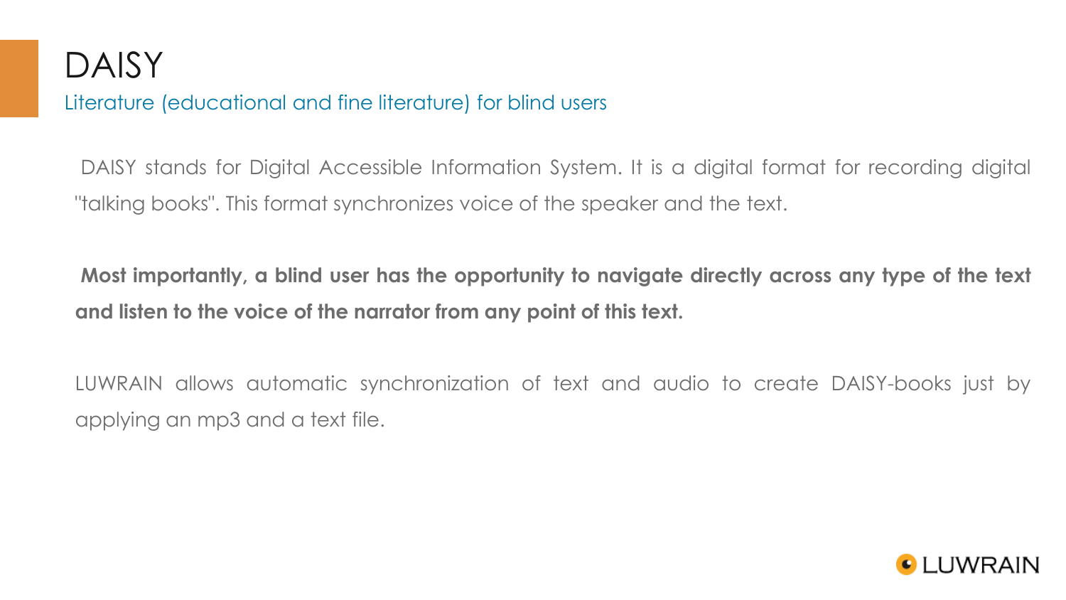# DAISY

## Literature (educational and fine literature) for blind users

DAISY stands for Digital Accessible Information System. It is a digital format for recording digital "talking books". This format synchronizes voice of the speaker and the text.

**Most importantly, a blind user has the opportunity to navigate directly across any type of the text and listen to the voice of the narrator from any point of this text.**

LUWRAIN allows automatic synchronization of text and audio to create DAISY-books just by applying an mp3 and a text file.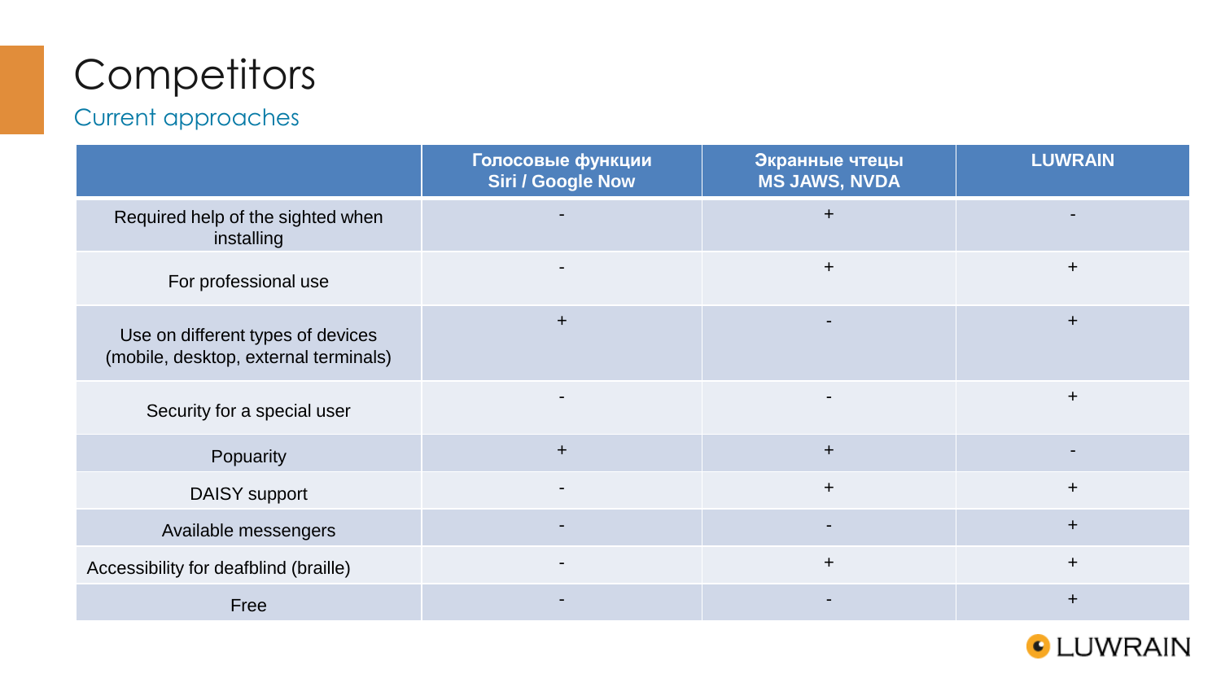# Competitors

## Current approaches

| | Голосовые функции Siri / Google Now | Экранные чтецы MS JAWS, NVDA | LUWRAIN |
|---|---|---|---|
| Required help of the sighted when installing | - | + | - |
| For professional use | - | + | + |
| Use on different types of devices (mobile, desktop, external terminals) | + | - | + |
| Security for a special user | - | - | + |
| Popuarity | + | + | - |
| DAISY support | - | + | + |
| Available messengers | - | - | + |
| Accessibility for deafblind (braille) | - | + | + |
| Free | - | - | + |

LUWRAIN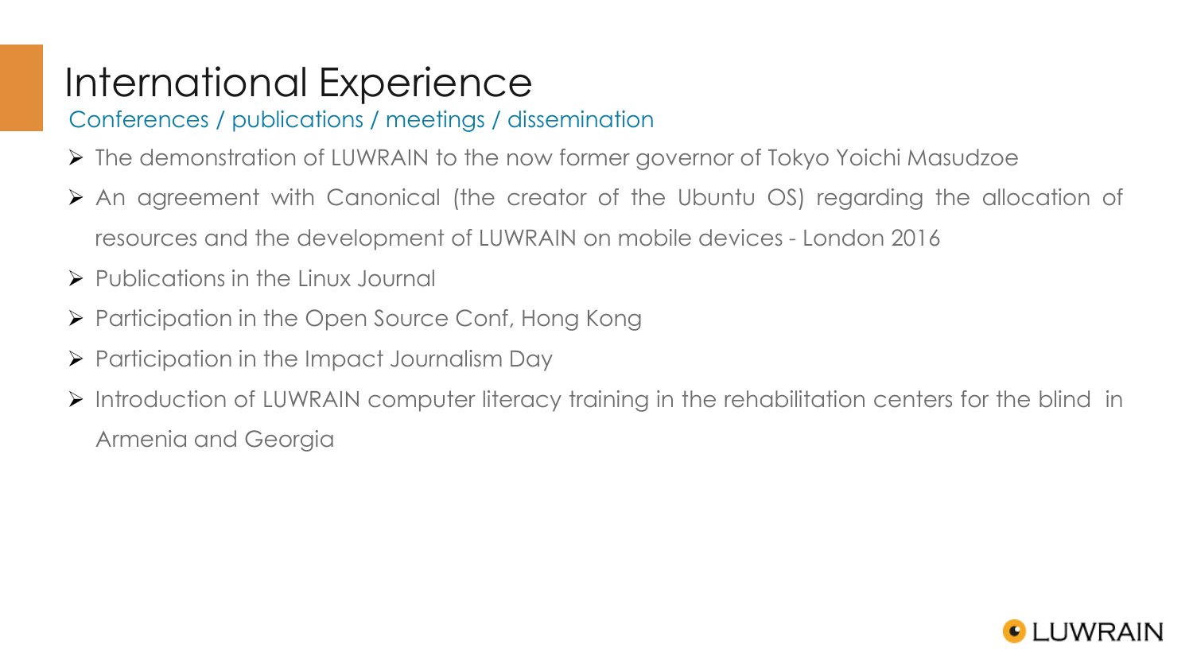# International Experience

## Conferences / publications / meetings / dissemination

- The demonstration of LUWRAIN to the now former governor of Tokyo Yoichi Masudzoe
- An agreement with Canonical (the creator of the Ubuntu OS) regarding the allocation of resources and the development of LUWRAIN on mobile devices - London 2016
- Publications in the Linux Journal
- Participation in the Open Source Conf, Hong Kong
- Participation in the Impact Journalism Day
- Introduction of LUWRAIN computer literacy training in the rehabilitation centers for the blind in Armenia and Georgia